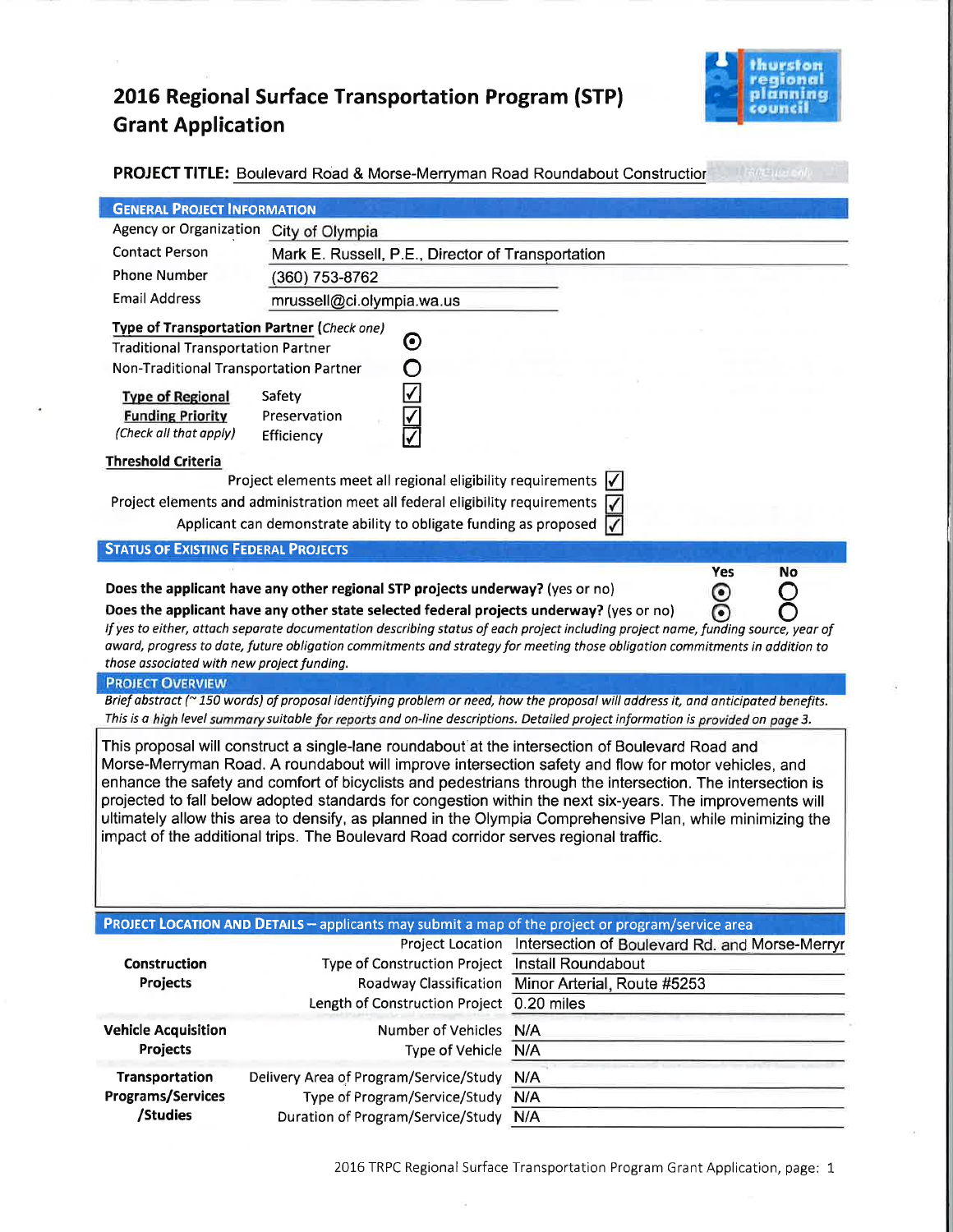# 2016 Regional Surface Transportation Program (STP) Grant Application

**PROJECT TITLE:** Boulevard Road & Morse-Merryman Road Roundabout Constructior

## GENERAL PROJECT INFORMATION

Agency or Organization: City of Olympia

Contact Person: Mark E. Russell, P.E., Director of Transportation

Phone Number: (360) 753-8762

Email Address: mrussell@ci.olympia.wa.us

**Type of Transportation Partner** *(Check one)*

- (●) Traditional Transportation Partner
- ( ) Non-Traditional Transportation Partner

**Type of Regional Funding Priority** *(Check all that apply)*

- [✓] Safety
- [✓] Preservation
- [✓] Efficiency

**Threshold Criteria**

- [✓] Project elements meet all regional eligibility requirements
- [✓] Project elements and administration meet all federal eligibility requirements
- [✓] Applicant can demonstrate ability to obligate funding as proposed

## STATUS OF EXISTING FEDERAL PROJECTS

| | Yes | No |
|---|---|---|
| **Does the applicant have any other regional STP projects underway?** (yes or no) | ● | ○ |
| **Does the applicant have any other state selected federal projects underway?** (yes or no) | ● | ○ |

*If yes to either, attach separate documentation describing status of each project including project name, funding source, year of award, progress to date, future obligation commitments and strategy for meeting those obligation commitments in addition to those associated with new project funding.*

## PROJECT OVERVIEW

*Brief abstract (~ 150 words) of proposal identifying problem or need, how the proposal will address it, and anticipated benefits. This is a high level summary suitable for reports and on-line descriptions. Detailed project information is provided on page 3.*

This proposal will construct a single-lane roundabout at the intersection of Boulevard Road and Morse-Merryman Road. A roundabout will improve intersection safety and flow for motor vehicles, and enhance the safety and comfort of bicyclists and pedestrians through the intersection. The intersection is projected to fall below adopted standards for congestion within the next six-years. The improvements will ultimately allow this area to densify, as planned in the Olympia Comprehensive Plan, while minimizing the impact of the additional trips. The Boulevard Road corridor serves regional traffic.

## PROJECT LOCATION AND DETAILS – applicants may submit a map of the project or program/service area

| | | |
|---|---|---|
| **Construction Projects** | Project Location | Intersection of Boulevard Rd. and Morse-Merryr |
| | Type of Construction Project | Install Roundabout |
| | Roadway Classification | Minor Arterial, Route #5253 |
| | Length of Construction Project | 0.20 miles |
| **Vehicle Acquisition Projects** | Number of Vehicles | N/A |
| | Type of Vehicle | N/A |
| **Transportation Programs/Services /Studies** | Delivery Area of Program/Service/Study | N/A |
| | Type of Program/Service/Study | N/A |
| | Duration of Program/Service/Study | N/A |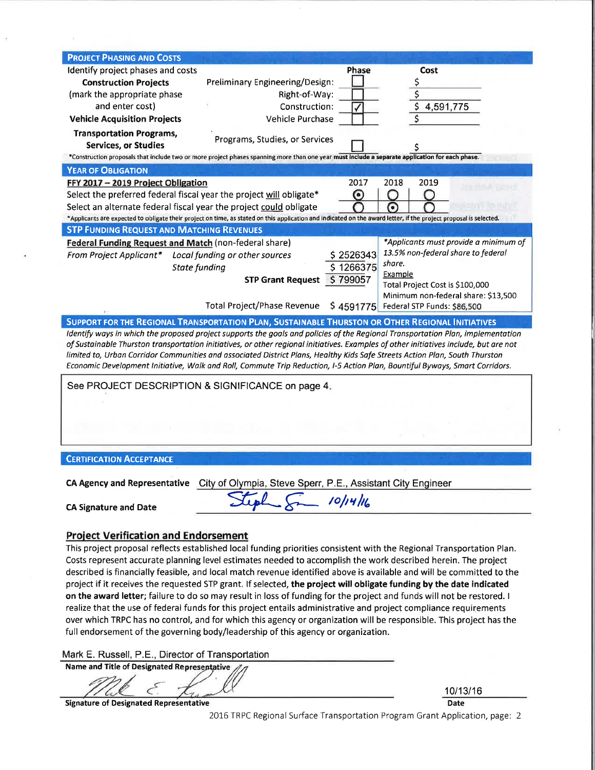## PROJECT PHASING AND COSTS

Identify project phases and costs

| | | Phase | Cost |
|---|---|---|---|
| **Construction Projects** (mark the appropriate phase and enter cost) | Preliminary Engineering/Design: | ☐ | $ |
| | Right-of-Way: | ☐ | $ |
| | Construction: | ☑ | $ 4,591,775 |
| **Vehicle Acquisition Projects** | Vehicle Purchase | ☐ | $ |
| **Transportation Programs, Services, or Studies** | Programs, Studies, or Services | ☐ | $ |

*Construction proposals that include two or more project phases spanning more than one year **must include a separate application for each phase.**

## YEAR OF OBLIGATION

**FFY 2017 – 2019 Project Obligation**

| | 2017 | 2018 | 2019 |
|---|---|---|---|
| Select the preferred federal fiscal year the project will obligate* | ⦿ | ○ | ○ |
| Select an alternate federal fiscal year the project could obligate | ○ | ⦿ | ○ |

*Applicants are expected to obligate their project on time, as stated on this application and indicated on the award letter, if the project proposal is selected.

## STP FUNDING REQUEST AND MATCHING REVENUES

**Federal Funding Request and Match** (non-federal share)

| | | |
|---|---|---|
| *From Project Applicant** | *Local funding or other sources* | $ 2526343 |
| | *State funding* | $ 1266375 |
| | **STP Grant Request** | $ 799057 |
| | Total Project/Phase Revenue | $ 4591775 |

*Applicants must provide a minimum of 13.5% non-federal share to federal share.*

Example
Total Project Cost is $100,000
Minimum non-federal share: $13,500
Federal STP Funds: $86,500

## SUPPORT FOR THE REGIONAL TRANSPORTATION PLAN, SUSTAINABLE THURSTON OR OTHER REGIONAL INITIATIVES

*Identify ways in which the proposed project supports the goals and policies of the Regional Transportation Plan, implementation of Sustainable Thurston transportation initiatives, or other regional initiatives. Examples of other initiatives include, but are not limited to, Urban Corridor Communities and associated District Plans, Healthy Kids Safe Streets Action Plan, South Thurston Economic Development Initiative, Walk and Roll, Commute Trip Reduction, I-5 Action Plan, Bountiful Byways, Smart Corridors.*

See PROJECT DESCRIPTION & SIGNIFICANCE on page 4.

## CERTIFICATION ACCEPTANCE

**CA Agency and Representative** City of Olympia, Steve Sperr, P.E., Assistant City Engineer

**CA Signature and Date** [signature] 10/14/16

### Project Verification and Endorsement

This project proposal reflects established local funding priorities consistent with the Regional Transportation Plan. Costs represent accurate planning level estimates needed to accomplish the work described herein. The project described is financially feasible, and local match revenue identified above is available and will be committed to the project if it receives the requested STP grant. If selected, **the project will obligate funding by the date indicated on the award letter**; failure to do so may result in loss of funding for the project and funds will not be restored. I realize that the use of federal funds for this project entails administrative and project compliance requirements over which TRPC has no control, and for which this agency or organization will be responsible. This project has the full endorsement of the governing body/leadership of this agency or organization.

Mark E. Russell, P.E., Director of Transportation
**Name and Title of Designated Representative**

[signature]
**Signature of Designated Representative**

10/13/16
**Date**

2016 TRPC Regional Surface Transportation Program Grant Application, page: 2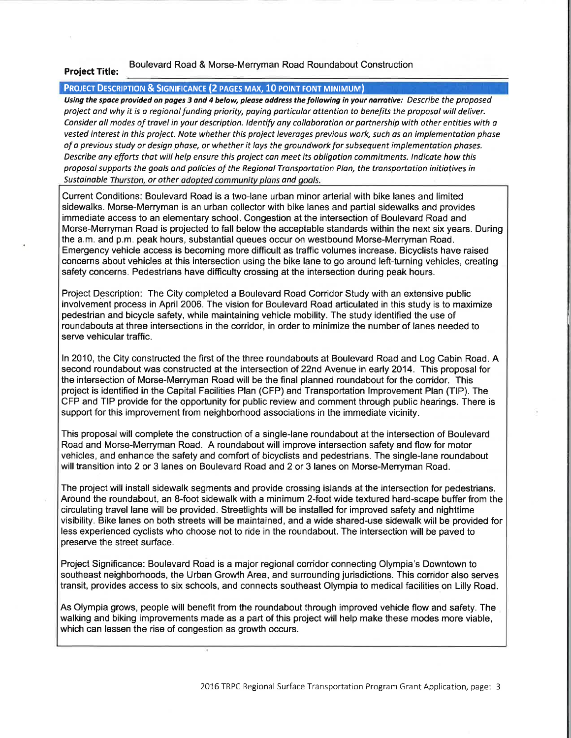**Project Title:** Boulevard Road & Morse-Merryman Road Roundabout Construction

## PROJECT DESCRIPTION & SIGNIFICANCE (2 PAGES MAX, 10 POINT FONT MINIMUM)

***Using the space provided on pages 3 and 4 below, please address the following in your narrative:*** *Describe the proposed project and why it is a regional funding priority, paying particular attention to benefits the proposal will deliver. Consider all modes of travel in your description. Identify any collaboration or partnership with other entities with a vested interest in this project. Note whether this project leverages previous work, such as an implementation phase of a previous study or design phase, or whether it lays the groundwork for subsequent implementation phases. Describe any efforts that will help ensure this project can meet its obligation commitments. Indicate how this proposal supports the goals and policies of the Regional Transportation Plan, the transportation initiatives in Sustainable Thurston, or other adopted community plans and goals.*

Current Conditions: Boulevard Road is a two-lane urban minor arterial with bike lanes and limited sidewalks. Morse-Merryman is an urban collector with bike lanes and partial sidewalks and provides immediate access to an elementary school. Congestion at the intersection of Boulevard Road and Morse-Merryman Road is projected to fall below the acceptable standards within the next six years. During the a.m. and p.m. peak hours, substantial queues occur on westbound Morse-Merryman Road. Emergency vehicle access is becoming more difficult as traffic volumes increase. Bicyclists have raised concerns about vehicles at this intersection using the bike lane to go around left-turning vehicles, creating safety concerns. Pedestrians have difficulty crossing at the intersection during peak hours.

Project Description: The City completed a Boulevard Road Corridor Study with an extensive public involvement process in April 2006. The vision for Boulevard Road articulated in this study is to maximize pedestrian and bicycle safety, while maintaining vehicle mobility. The study identified the use of roundabouts at three intersections in the corridor, in order to minimize the number of lanes needed to serve vehicular traffic.

In 2010, the City constructed the first of the three roundabouts at Boulevard Road and Log Cabin Road. A second roundabout was constructed at the intersection of 22nd Avenue in early 2014. This proposal for the intersection of Morse-Merryman Road will be the final planned roundabout for the corridor. This project is identified in the Capital Facilities Plan (CFP) and Transportation Improvement Plan (TIP). The CFP and TIP provide for the opportunity for public review and comment through public hearings. There is support for this improvement from neighborhood associations in the immediate vicinity.

This proposal will complete the construction of a single-lane roundabout at the intersection of Boulevard Road and Morse-Merryman Road. A roundabout will improve intersection safety and flow for motor vehicles, and enhance the safety and comfort of bicyclists and pedestrians. The single-lane roundabout will transition into 2 or 3 lanes on Boulevard Road and 2 or 3 lanes on Morse-Merryman Road.

The project will install sidewalk segments and provide crossing islands at the intersection for pedestrians. Around the roundabout, an 8-foot sidewalk with a minimum 2-foot wide textured hard-scape buffer from the circulating travel lane will be provided. Streetlights will be installed for improved safety and nighttime visibility. Bike lanes on both streets will be maintained, and a wide shared-use sidewalk will be provided for less experienced cyclists who choose not to ride in the roundabout. The intersection will be paved to preserve the street surface.

Project Significance: Boulevard Road is a major regional corridor connecting Olympia's Downtown to southeast neighborhoods, the Urban Growth Area, and surrounding jurisdictions. This corridor also serves transit, provides access to six schools, and connects southeast Olympia to medical facilities on Lilly Road.

As Olympia grows, people will benefit from the roundabout through improved vehicle flow and safety. The walking and biking improvements made as a part of this project will help make these modes more viable, which can lessen the rise of congestion as growth occurs.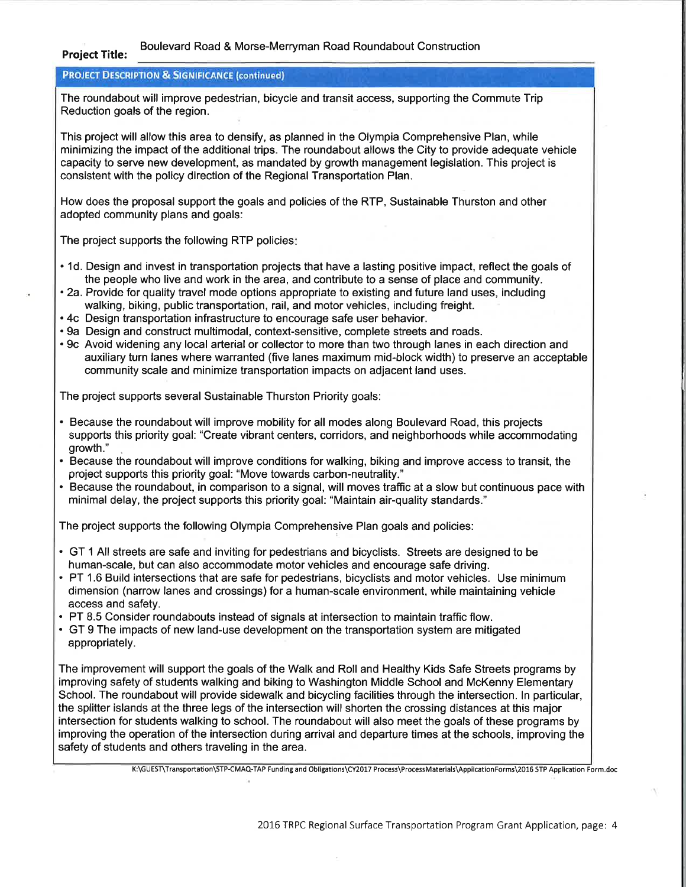**Project Title:** Boulevard Road & Morse-Merryman Road Roundabout Construction

## PROJECT DESCRIPTION & SIGNIFICANCE (continued)

The roundabout will improve pedestrian, bicycle and transit access, supporting the Commute Trip Reduction goals of the region.

This project will allow this area to densify, as planned in the Olympia Comprehensive Plan, while minimizing the impact of the additional trips. The roundabout allows the City to provide adequate vehicle capacity to serve new development, as mandated by growth management legislation. This project is consistent with the policy direction of the Regional Transportation Plan.

How does the proposal support the goals and policies of the RTP, Sustainable Thurston and other adopted community plans and goals:

The project supports the following RTP policies:

- 1d. Design and invest in transportation projects that have a lasting positive impact, reflect the goals of the people who live and work in the area, and contribute to a sense of place and community.
- 2a. Provide for quality travel mode options appropriate to existing and future land uses, including walking, biking, public transportation, rail, and motor vehicles, including freight.
- 4c Design transportation infrastructure to encourage safe user behavior.
- 9a Design and construct multimodal, context-sensitive, complete streets and roads.
- 9c Avoid widening any local arterial or collector to more than two through lanes in each direction and auxiliary turn lanes where warranted (five lanes maximum mid-block width) to preserve an acceptable community scale and minimize transportation impacts on adjacent land uses.

The project supports several Sustainable Thurston Priority goals:

- Because the roundabout will improve mobility for all modes along Boulevard Road, this projects supports this priority goal: "Create vibrant centers, corridors, and neighborhoods while accommodating growth."
- Because the roundabout will improve conditions for walking, biking and improve access to transit, the project supports this priority goal: "Move towards carbon-neutrality."
- Because the roundabout, in comparison to a signal, will moves traffic at a slow but continuous pace with minimal delay, the project supports this priority goal: "Maintain air-quality standards."

The project supports the following Olympia Comprehensive Plan goals and policies:

- GT 1 All streets are safe and inviting for pedestrians and bicyclists. Streets are designed to be human-scale, but can also accommodate motor vehicles and encourage safe driving.
- PT 1.6 Build intersections that are safe for pedestrians, bicyclists and motor vehicles. Use minimum dimension (narrow lanes and crossings) for a human-scale environment, while maintaining vehicle access and safety.
- PT 8.5 Consider roundabouts instead of signals at intersection to maintain traffic flow.
- GT 9 The impacts of new land-use development on the transportation system are mitigated appropriately.

The improvement will support the goals of the Walk and Roll and Healthy Kids Safe Streets programs by improving safety of students walking and biking to Washington Middle School and McKenny Elementary School. The roundabout will provide sidewalk and bicycling facilities through the intersection. In particular, the splitter islands at the three legs of the intersection will shorten the crossing distances at this major intersection for students walking to school. The roundabout will also meet the goals of these programs by improving the operation of the intersection during arrival and departure times at the schools, improving the safety of students and others traveling in the area.

K:\GUEST\Transportation\STP-CMAQ-TAP Funding and Obligations\CY2017 Process\ProcessMaterials\ApplicationForms\2016 STP Application Form.doc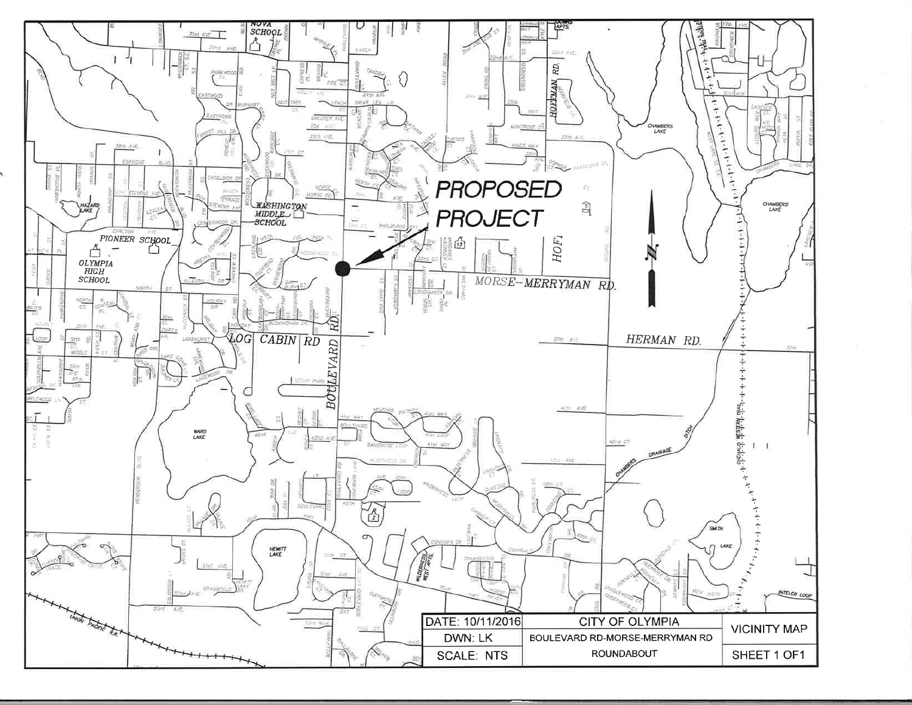**PROPOSED PROJECT**

| DATE: 10/11/2016 | CITY OF OLYMPIA | VICINITY MAP |
| --- | --- | --- |
| DWN: LK | BOULEVARD RD-MORSE-MERRYMAN RD | |
| SCALE: NTS | ROUNDABOUT | SHEET 1 OF1 |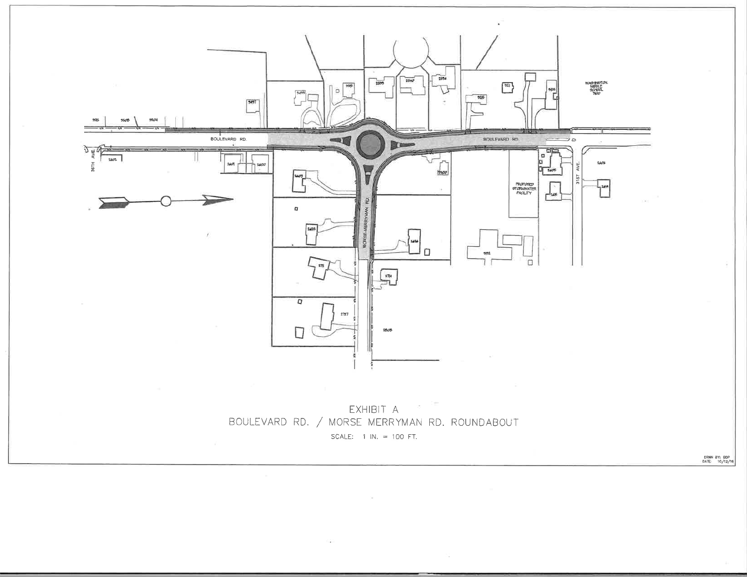BOULEVARD RD.

BOULEVARD RD.

36TH AVE

31ST AVE.

MORSE-MERRYMAN RD.

WASHINGTON MIDDLE SCHOOL 3100

PROPOSED STORMWATER FACILITY

# EXHIBIT A

## BOULEVARD RD. / MORSE MERRYMAN RD. ROUNDABOUT

SCALE: 1 IN. = 100 FT.

DRWN BY: BDP
DATE: 10/12/16